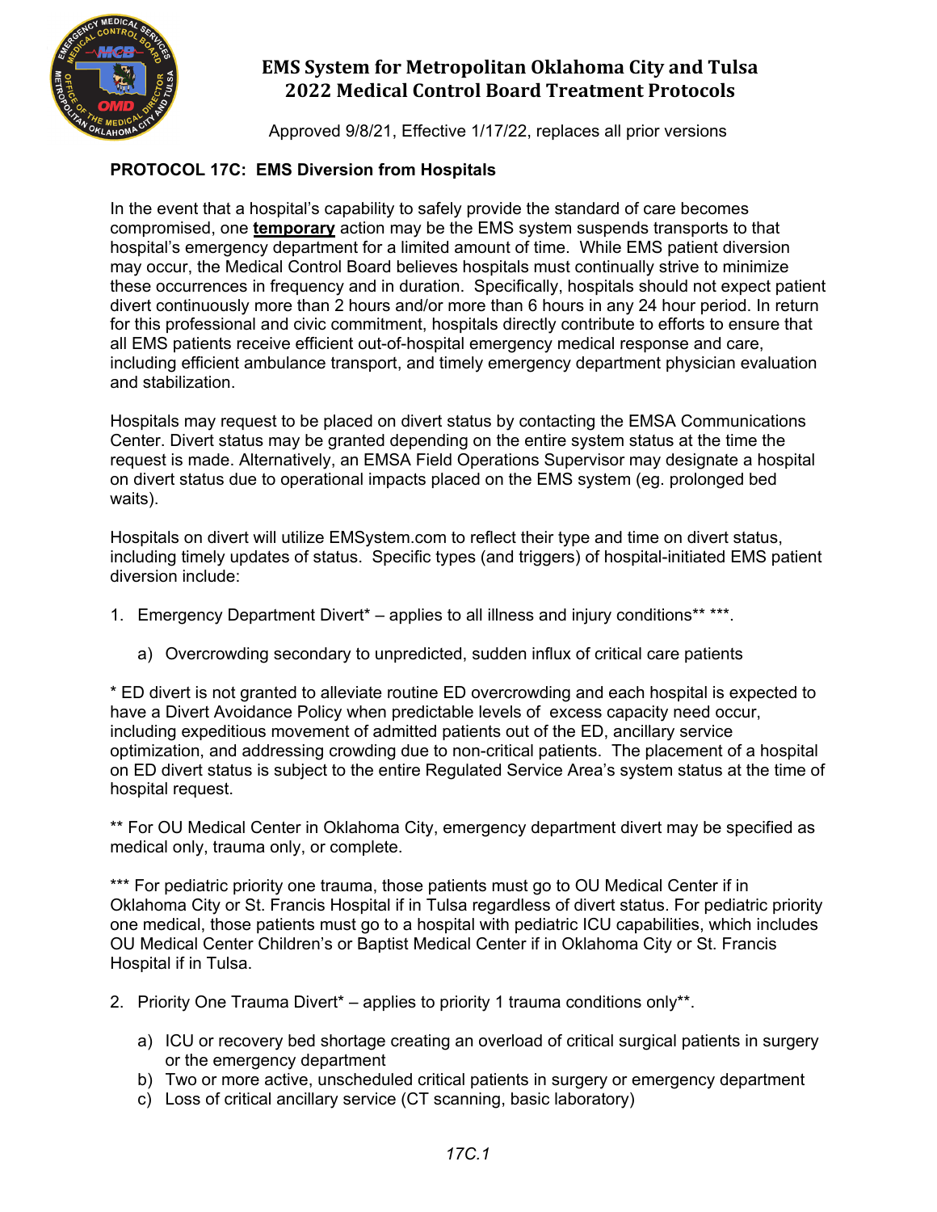# EMS System for Metropolitan Oklahoma City and Tulsa
# 2022 Medical Control Board Treatment Protocols

Approved 9/8/21, Effective 1/17/22, replaces all prior versions

## PROTOCOL 17C: EMS Diversion from Hospitals

In the event that a hospital's capability to safely provide the standard of care becomes compromised, one **temporary** action may be the EMS system suspends transports to that hospital's emergency department for a limited amount of time. While EMS patient diversion may occur, the Medical Control Board believes hospitals must continually strive to minimize these occurrences in frequency and in duration. Specifically, hospitals should not expect patient divert continuously more than 2 hours and/or more than 6 hours in any 24 hour period. In return for this professional and civic commitment, hospitals directly contribute to efforts to ensure that all EMS patients receive efficient out-of-hospital emergency medical response and care, including efficient ambulance transport, and timely emergency department physician evaluation and stabilization.

Hospitals may request to be placed on divert status by contacting the EMSA Communications Center. Divert status may be granted depending on the entire system status at the time the request is made. Alternatively, an EMSA Field Operations Supervisor may designate a hospital on divert status due to operational impacts placed on the EMS system (eg. prolonged bed waits).

Hospitals on divert will utilize EMSystem.com to reflect their type and time on divert status, including timely updates of status. Specific types (and triggers) of hospital-initiated EMS patient diversion include:

1. Emergency Department Divert* – applies to all illness and injury conditions** ***.
   a) Overcrowding secondary to unpredicted, sudden influx of critical care patients

\* ED divert is not granted to alleviate routine ED overcrowding and each hospital is expected to have a Divert Avoidance Policy when predictable levels of excess capacity need occur, including expeditious movement of admitted patients out of the ED, ancillary service optimization, and addressing crowding due to non-critical patients. The placement of a hospital on ED divert status is subject to the entire Regulated Service Area's system status at the time of hospital request.

** For OU Medical Center in Oklahoma City, emergency department divert may be specified as medical only, trauma only, or complete.

*** For pediatric priority one trauma, those patients must go to OU Medical Center if in Oklahoma City or St. Francis Hospital if in Tulsa regardless of divert status. For pediatric priority one medical, those patients must go to a hospital with pediatric ICU capabilities, which includes OU Medical Center Children's or Baptist Medical Center if in Oklahoma City or St. Francis Hospital if in Tulsa.

2. Priority One Trauma Divert* – applies to priority 1 trauma conditions only**.
   a) ICU or recovery bed shortage creating an overload of critical surgical patients in surgery or the emergency department
   b) Two or more active, unscheduled critical patients in surgery or emergency department
   c) Loss of critical ancillary service (CT scanning, basic laboratory)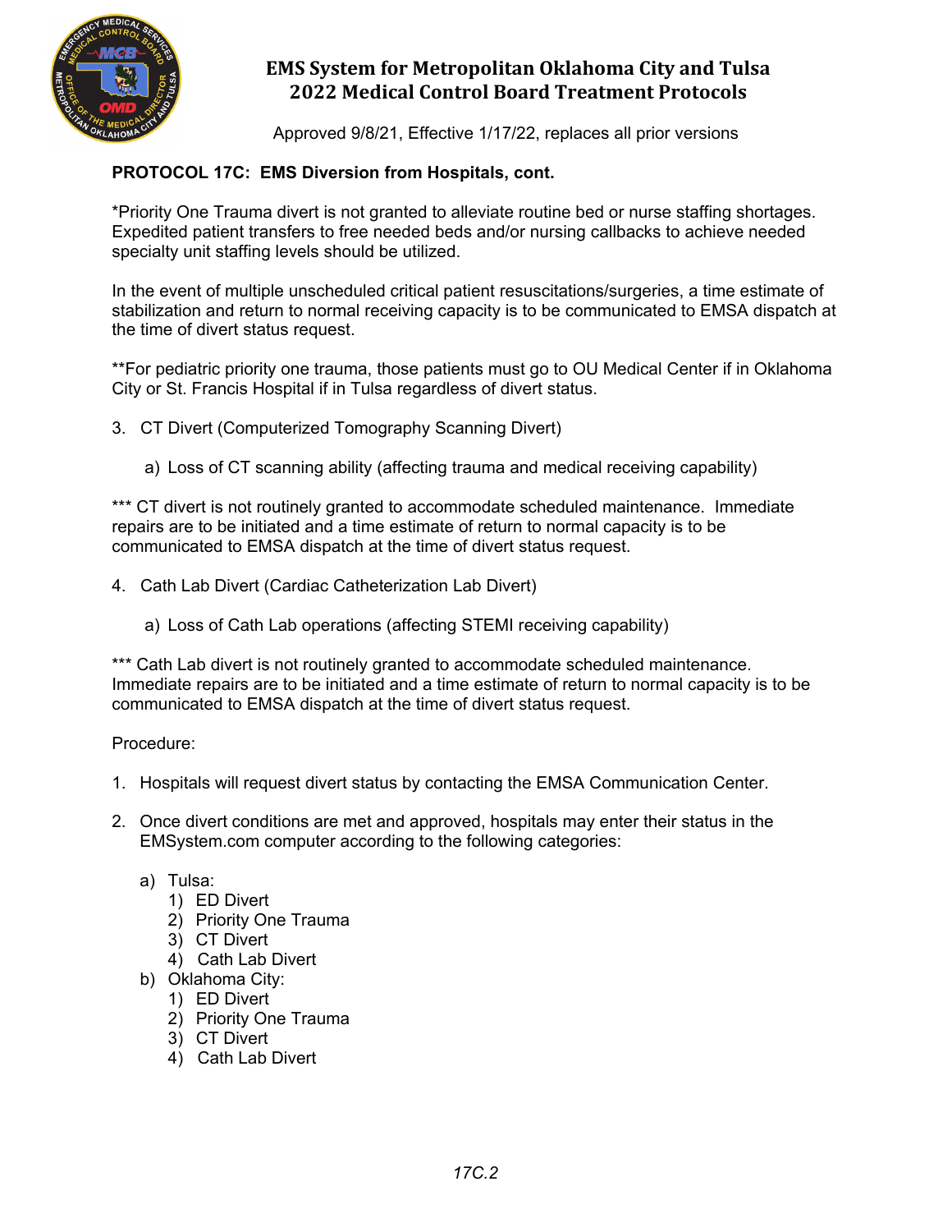**PROTOCOL 17C: EMS Diversion from Hospitals, cont.**

*Priority One Trauma divert is not granted to alleviate routine bed or nurse staffing shortages. Expedited patient transfers to free needed beds and/or nursing callbacks to achieve needed specialty unit staffing levels should be utilized.

In the event of multiple unscheduled critical patient resuscitations/surgeries, a time estimate of stabilization and return to normal receiving capacity is to be communicated to EMSA dispatch at the time of divert status request.

**For pediatric priority one trauma, those patients must go to OU Medical Center if in Oklahoma City or St. Francis Hospital if in Tulsa regardless of divert status.

3. CT Divert (Computerized Tomography Scanning Divert)

    a) Loss of CT scanning ability (affecting trauma and medical receiving capability)

*** CT divert is not routinely granted to accommodate scheduled maintenance. Immediate repairs are to be initiated and a time estimate of return to normal capacity is to be communicated to EMSA dispatch at the time of divert status request.

4. Cath Lab Divert (Cardiac Catheterization Lab Divert)

    a) Loss of Cath Lab operations (affecting STEMI receiving capability)

*** Cath Lab divert is not routinely granted to accommodate scheduled maintenance. Immediate repairs are to be initiated and a time estimate of return to normal capacity is to be communicated to EMSA dispatch at the time of divert status request.

Procedure:

1. Hospitals will request divert status by contacting the EMSA Communication Center.

2. Once divert conditions are met and approved, hospitals may enter their status in the EMSystem.com computer according to the following categories:

    a) Tulsa:
        1) ED Divert
        2) Priority One Trauma
        3) CT Divert
        4) Cath Lab Divert
    b) Oklahoma City:
        1) ED Divert
        2) Priority One Trauma
        3) CT Divert
        4) Cath Lab Divert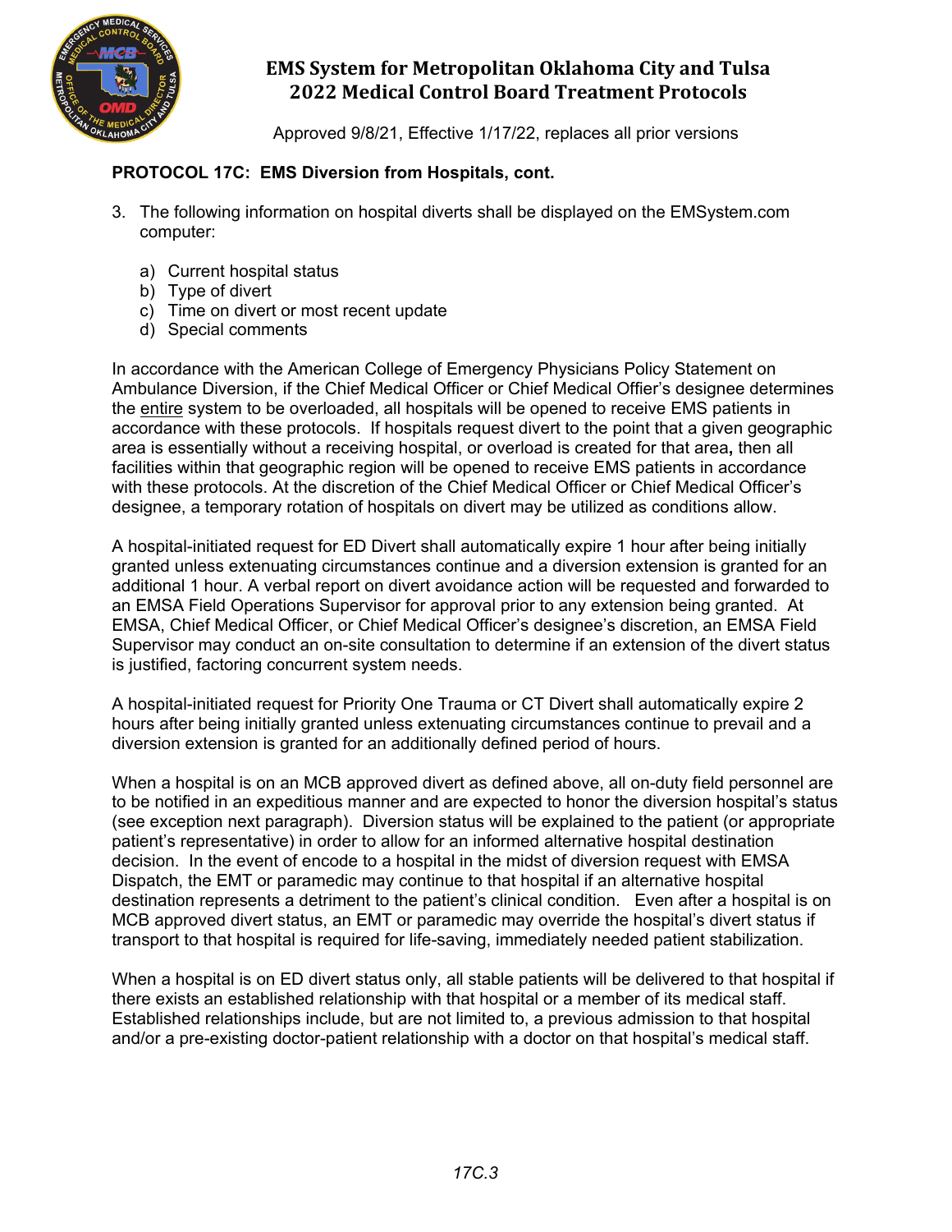**PROTOCOL 17C: EMS Diversion from Hospitals, cont.**

3. The following information on hospital diverts shall be displayed on the EMSystem.com computer:

    a) Current hospital status
    b) Type of divert
    c) Time on divert or most recent update
    d) Special comments

In accordance with the American College of Emergency Physicians Policy Statement on Ambulance Diversion, if the Chief Medical Officer or Chief Medical Offier's designee determines the entire system to be overloaded, all hospitals will be opened to receive EMS patients in accordance with these protocols. If hospitals request divert to the point that a given geographic area is essentially without a receiving hospital, or overload is created for that area**,** then all facilities within that geographic region will be opened to receive EMS patients in accordance with these protocols. At the discretion of the Chief Medical Officer or Chief Medical Officer's designee, a temporary rotation of hospitals on divert may be utilized as conditions allow.

A hospital-initiated request for ED Divert shall automatically expire 1 hour after being initially granted unless extenuating circumstances continue and a diversion extension is granted for an additional 1 hour. A verbal report on divert avoidance action will be requested and forwarded to an EMSA Field Operations Supervisor for approval prior to any extension being granted. At EMSA, Chief Medical Officer, or Chief Medical Officer's designee's discretion, an EMSA Field Supervisor may conduct an on-site consultation to determine if an extension of the divert status is justified, factoring concurrent system needs.

A hospital-initiated request for Priority One Trauma or CT Divert shall automatically expire 2 hours after being initially granted unless extenuating circumstances continue to prevail and a diversion extension is granted for an additionally defined period of hours.

When a hospital is on an MCB approved divert as defined above, all on-duty field personnel are to be notified in an expeditious manner and are expected to honor the diversion hospital's status (see exception next paragraph). Diversion status will be explained to the patient (or appropriate patient's representative) in order to allow for an informed alternative hospital destination decision. In the event of encode to a hospital in the midst of diversion request with EMSA Dispatch, the EMT or paramedic may continue to that hospital if an alternative hospital destination represents a detriment to the patient's clinical condition. Even after a hospital is on MCB approved divert status, an EMT or paramedic may override the hospital's divert status if transport to that hospital is required for life-saving, immediately needed patient stabilization.

When a hospital is on ED divert status only, all stable patients will be delivered to that hospital if there exists an established relationship with that hospital or a member of its medical staff. Established relationships include, but are not limited to, a previous admission to that hospital and/or a pre-existing doctor-patient relationship with a doctor on that hospital's medical staff.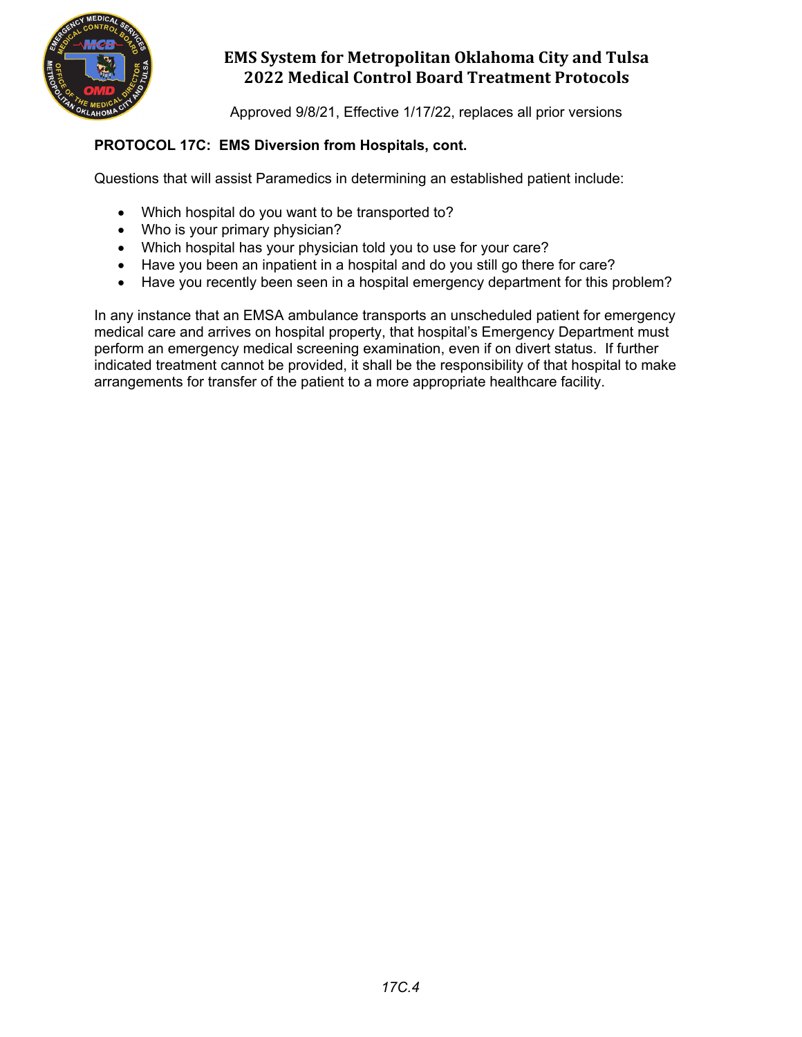**PROTOCOL 17C: EMS Diversion from Hospitals, cont.**

Questions that will assist Paramedics in determining an established patient include:

- Which hospital do you want to be transported to?
- Who is your primary physician?
- Which hospital has your physician told you to use for your care?
- Have you been an inpatient in a hospital and do you still go there for care?
- Have you recently been seen in a hospital emergency department for this problem?

In any instance that an EMSA ambulance transports an unscheduled patient for emergency medical care and arrives on hospital property, that hospital's Emergency Department must perform an emergency medical screening examination, even if on divert status. If further indicated treatment cannot be provided, it shall be the responsibility of that hospital to make arrangements for transfer of the patient to a more appropriate healthcare facility.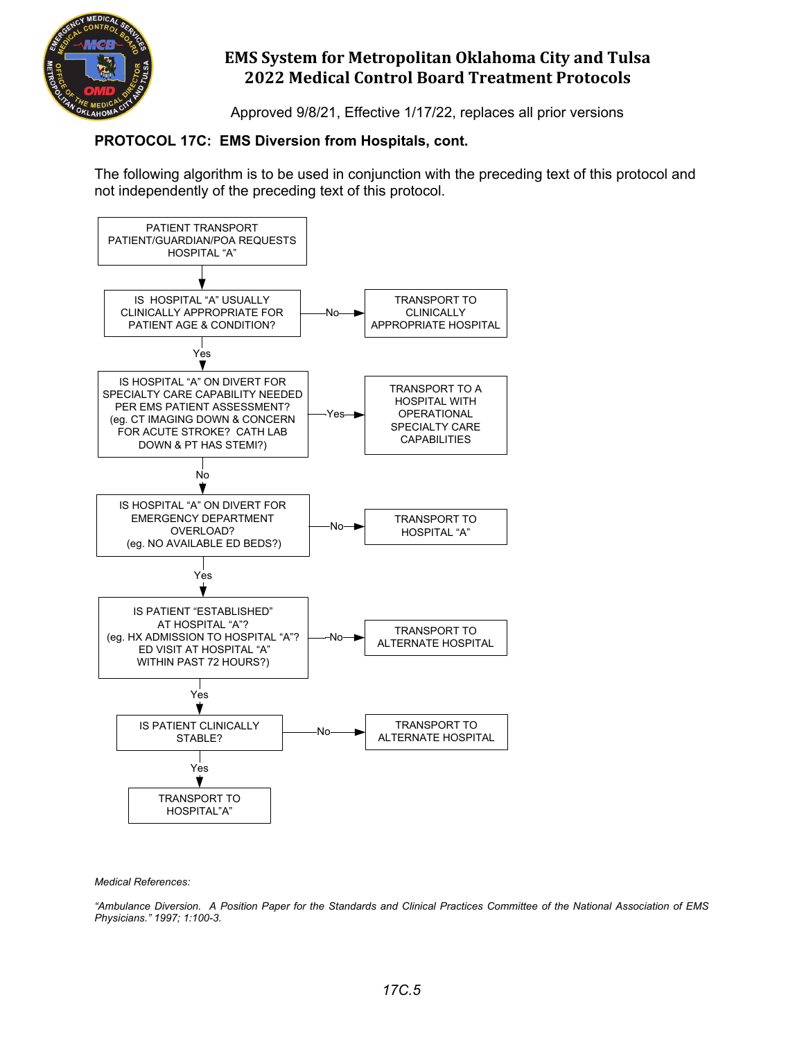# EMS System for Metropolitan Oklahoma City and Tulsa
# 2022 Medical Control Board Treatment Protocols

Approved 9/8/21, Effective 1/17/22, replaces all prior versions

**PROTOCOL 17C: EMS Diversion from Hospitals, cont.**

The following algorithm is to be used in conjunction with the preceding text of this protocol and not independently of the preceding text of this protocol.

PATIENT TRANSPORT
PATIENT/GUARDIAN/POA REQUESTS
HOSPITAL "A"

IS HOSPITAL "A" USUALLY
CLINICALLY APPROPRIATE FOR
PATIENT AGE & CONDITION?

No → TRANSPORT TO
CLINICALLY
APPROPRIATE HOSPITAL

Yes

IS HOSPITAL "A" ON DIVERT FOR
SPECIALTY CARE CAPABILITY NEEDED
PER EMS PATIENT ASSESSMENT?
(eg. CT IMAGING DOWN & CONCERN
FOR ACUTE STROKE? CATH LAB
DOWN & PT HAS STEMI?)

Yes → TRANSPORT TO A
HOSPITAL WITH
OPERATIONAL
SPECIALTY CARE
CAPABILITIES

No

IS HOSPITAL "A" ON DIVERT FOR
EMERGENCY DEPARTMENT
OVERLOAD?
(eg. NO AVAILABLE ED BEDS?)

No → TRANSPORT TO
HOSPITAL "A"

Yes

IS PATIENT "ESTABLISHED"
AT HOSPITAL "A"?
(eg. HX ADMISSION TO HOSPITAL "A"?
ED VISIT AT HOSPITAL "A"
WITHIN PAST 72 HOURS?)

No → TRANSPORT TO
ALTERNATE HOSPITAL

Yes

IS PATIENT CLINICALLY
STABLE?

No → TRANSPORT TO
ALTERNATE HOSPITAL

Yes

TRANSPORT TO
HOSPITAL"A"

*Medical References:*

*"Ambulance Diversion. A Position Paper for the Standards and Clinical Practices Committee of the National Association of EMS Physicians." 1997; 1:100-3.*